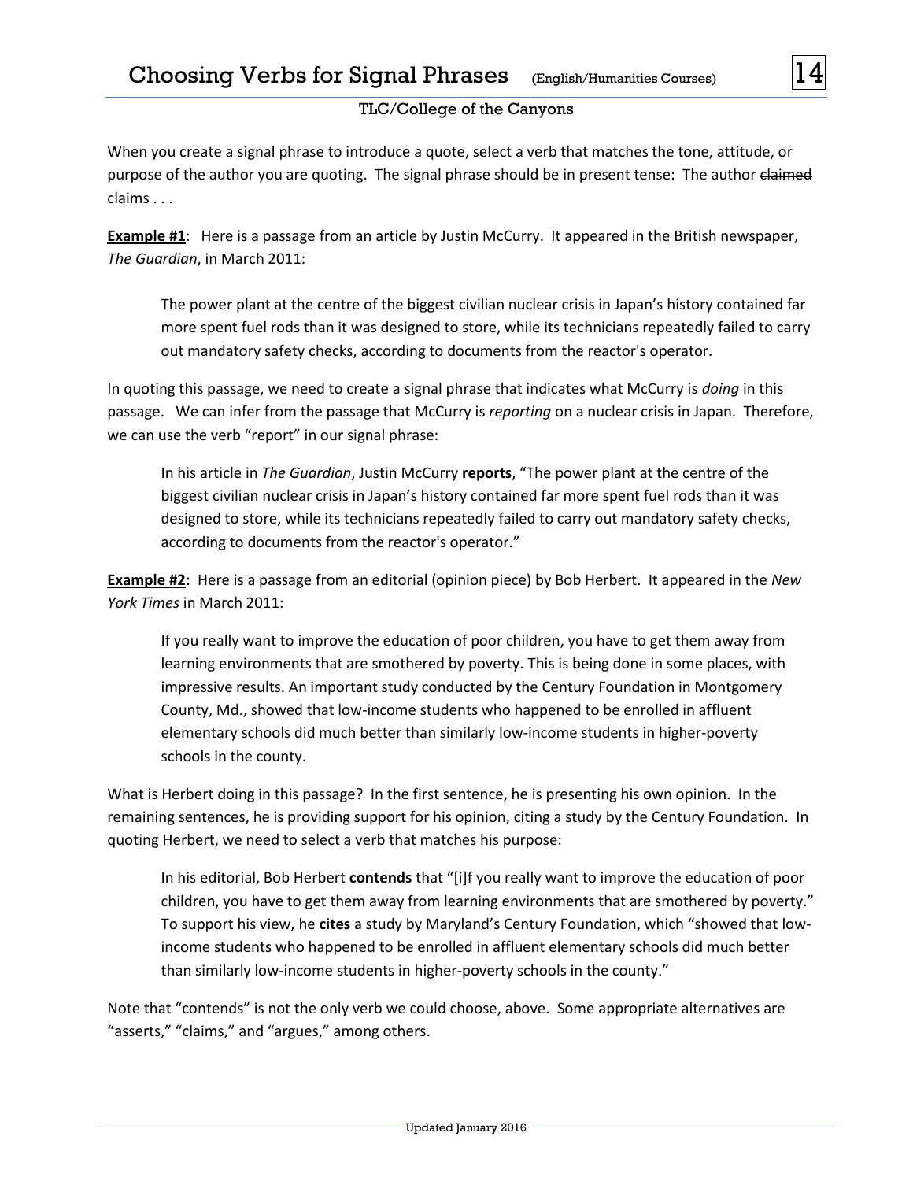# Choosing Verbs for Signal Phrases (English/Humanities Courses)

TLC/College of the Canyons

When you create a signal phrase to introduce a quote, select a verb that matches the tone, attitude, or purpose of the author you are quoting. The signal phrase should be in present tense: The author ~~claimed~~ claims . . .

**Example #1**: Here is a passage from an article by Justin McCurry. It appeared in the British newspaper, *The Guardian*, in March 2011:

> The power plant at the centre of the biggest civilian nuclear crisis in Japan's history contained far more spent fuel rods than it was designed to store, while its technicians repeatedly failed to carry out mandatory safety checks, according to documents from the reactor's operator.

In quoting this passage, we need to create a signal phrase that indicates what McCurry is *doing* in this passage. We can infer from the passage that McCurry is *reporting* on a nuclear crisis in Japan. Therefore, we can use the verb "report" in our signal phrase:

> In his article in *The Guardian*, Justin McCurry **reports**, "The power plant at the centre of the biggest civilian nuclear crisis in Japan's history contained far more spent fuel rods than it was designed to store, while its technicians repeatedly failed to carry out mandatory safety checks, according to documents from the reactor's operator."

**Example #2:** Here is a passage from an editorial (opinion piece) by Bob Herbert. It appeared in the *New York Times* in March 2011:

> If you really want to improve the education of poor children, you have to get them away from learning environments that are smothered by poverty. This is being done in some places, with impressive results. An important study conducted by the Century Foundation in Montgomery County, Md., showed that low-income students who happened to be enrolled in affluent elementary schools did much better than similarly low-income students in higher-poverty schools in the county.

What is Herbert doing in this passage? In the first sentence, he is presenting his own opinion. In the remaining sentences, he is providing support for his opinion, citing a study by the Century Foundation. In quoting Herbert, we need to select a verb that matches his purpose:

> In his editorial, Bob Herbert **contends** that "[i]f you really want to improve the education of poor children, you have to get them away from learning environments that are smothered by poverty." To support his view, he **cites** a study by Maryland's Century Foundation, which "showed that low-income students who happened to be enrolled in affluent elementary schools did much better than similarly low-income students in higher-poverty schools in the county."

Note that "contends" is not the only verb we could choose, above. Some appropriate alternatives are "asserts," "claims," and "argues," among others.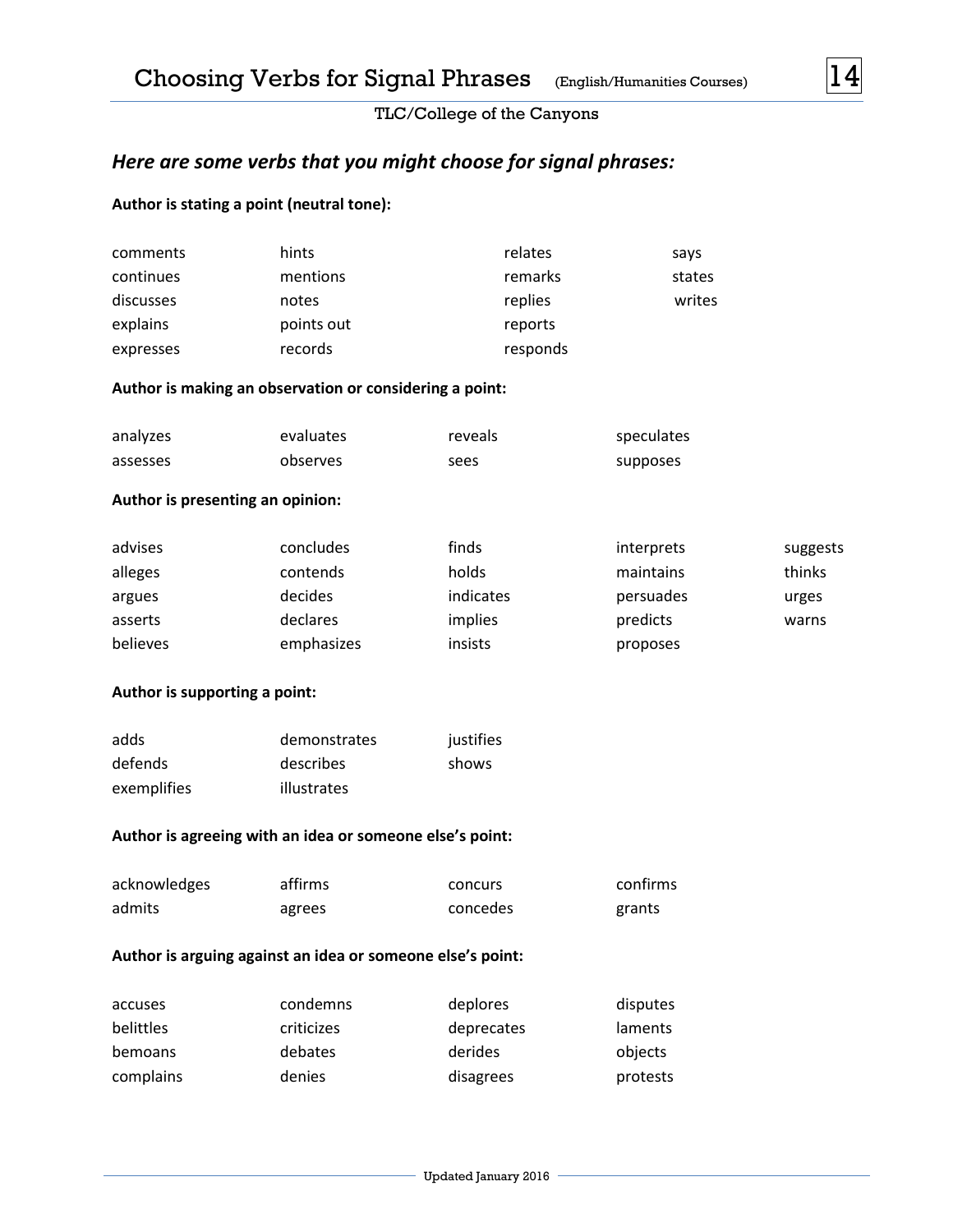# Choosing Verbs for Signal Phrases (English/Humanities Courses)

TLC/College of the Canyons

## *Here are some verbs that you might choose for signal phrases:*

**Author is stating a point (neutral tone):**

| | | | |
|---|---|---|---|
| comments | hints | relates | says |
| continues | mentions | remarks | states |
| discusses | notes | replies | writes |
| explains | points out | reports | |
| expresses | records | responds | |

**Author is making an observation or considering a point:**

| | | | |
|---|---|---|---|
| analyzes | evaluates | reveals | speculates |
| assesses | observes | sees | supposes |

**Author is presenting an opinion:**

| | | | | |
|---|---|---|---|---|
| advises | concludes | finds | interprets | suggests |
| alleges | contends | holds | maintains | thinks |
| argues | decides | indicates | persuades | urges |
| asserts | declares | implies | predicts | warns |
| believes | emphasizes | insists | proposes | |

**Author is supporting a point:**

| | | |
|---|---|---|
| adds | demonstrates | justifies |
| defends | describes | shows |
| exemplifies | illustrates | |

**Author is agreeing with an idea or someone else's point:**

| | | | |
|---|---|---|---|
| acknowledges | affirms | concurs | confirms |
| admits | agrees | concedes | grants |

**Author is arguing against an idea or someone else's point:**

| | | | |
|---|---|---|---|
| accuses | condemns | deplores | disputes |
| belittles | criticizes | deprecates | laments |
| bemoans | debates | derides | objects |
| complains | denies | disagrees | protests |

Updated January 2016